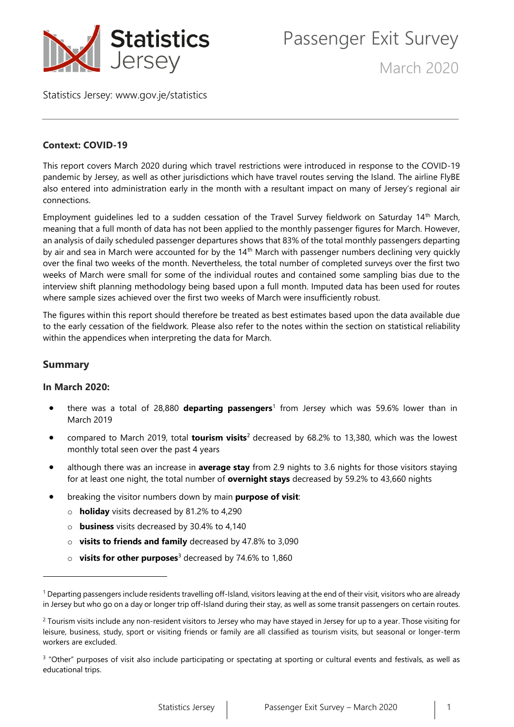# Passenger Exit Survey

## March 2020

Statistics Jersey: www.gov.je/statistics

---

### Context: COVID-19

This report covers March 2020 during which travel restrictions were introduced in response to the COVID-19 pandemic by Jersey, as well as other jurisdictions which have travel routes serving the Island. The airline FlyBE also entered into administration early in the month with a resultant impact on many of Jersey's regional air connections.

Employment guidelines led to a sudden cessation of the Travel Survey fieldwork on Saturday 14th March, meaning that a full month of data has not been applied to the monthly passenger figures for March. However, an analysis of daily scheduled passenger departures shows that 83% of the total monthly passengers departing by air and sea in March were accounted for by the 14th March with passenger numbers declining very quickly over the final two weeks of the month. Nevertheless, the total number of completed surveys over the first two weeks of March were small for some of the individual routes and contained some sampling bias due to the interview shift planning methodology being based upon a full month. Imputed data has been used for routes where sample sizes achieved over the first two weeks of March were insufficiently robust.

The figures within this report should therefore be treated as best estimates based upon the data available due to the early cessation of the fieldwork. Please also refer to the notes within the section on statistical reliability within the appendices when interpreting the data for March.

## Summary

### In March 2020:

- there was a total of 28,880 **departing passengers**[1] from Jersey which was 59.6% lower than in March 2019
- compared to March 2019, total **tourism visits**[2] decreased by 68.2% to 13,380, which was the lowest monthly total seen over the past 4 years
- although there was an increase in **average stay** from 2.9 nights to 3.6 nights for those visitors staying for at least one night, the total number of **overnight stays** decreased by 59.2% to 43,660 nights
- breaking the visitor numbers down by main **purpose of visit**:
  - **holiday** visits decreased by 81.2% to 4,290
  - **business** visits decreased by 30.4% to 4,140
  - **visits to friends and family** decreased by 47.8% to 3,090
  - **visits for other purposes**[3] decreased by 74.6% to 1,860

---

[1] Departing passengers include residents travelling off-Island, visitors leaving at the end of their visit, visitors who are already in Jersey but who go on a day or longer trip off-Island during their stay, as well as some transit passengers on certain routes.

[2] Tourism visits include any non-resident visitors to Jersey who may have stayed in Jersey for up to a year. Those visiting for leisure, business, study, sport or visiting friends or family are all classified as tourism visits, but seasonal or longer-term workers are excluded.

[3] "Other" purposes of visit also include participating or spectating at sporting or cultural events and festivals, as well as educational trips.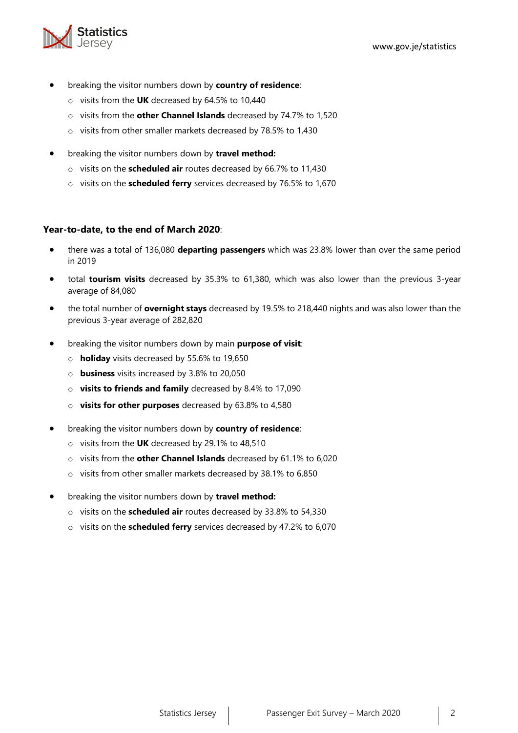- breaking the visitor numbers down by **country of residence**:
  - visits from the **UK** decreased by 64.5% to 10,440
  - visits from the **other Channel Islands** decreased by 74.7% to 1,520
  - visits from other smaller markets decreased by 78.5% to 1,430
- breaking the visitor numbers down by **travel method:**
  - visits on the **scheduled air** routes decreased by 66.7% to 11,430
  - visits on the **scheduled ferry** services decreased by 76.5% to 1,670

**Year-to-date, to the end of March 2020**:

- there was a total of 136,080 **departing passengers** which was 23.8% lower than over the same period in 2019
- total **tourism visits** decreased by 35.3% to 61,380, which was also lower than the previous 3-year average of 84,080
- the total number of **overnight stays** decreased by 19.5% to 218,440 nights and was also lower than the previous 3-year average of 282,820
- breaking the visitor numbers down by main **purpose of visit**:
  - **holiday** visits decreased by 55.6% to 19,650
  - **business** visits increased by 3.8% to 20,050
  - **visits to friends and family** decreased by 8.4% to 17,090
  - **visits for other purposes** decreased by 63.8% to 4,580
- breaking the visitor numbers down by **country of residence**:
  - visits from the **UK** decreased by 29.1% to 48,510
  - visits from the **other Channel Islands** decreased by 61.1% to 6,020
  - visits from other smaller markets decreased by 38.1% to 6,850
- breaking the visitor numbers down by **travel method:**
  - visits on the **scheduled air** routes decreased by 33.8% to 54,330
  - visits on the **scheduled ferry** services decreased by 47.2% to 6,070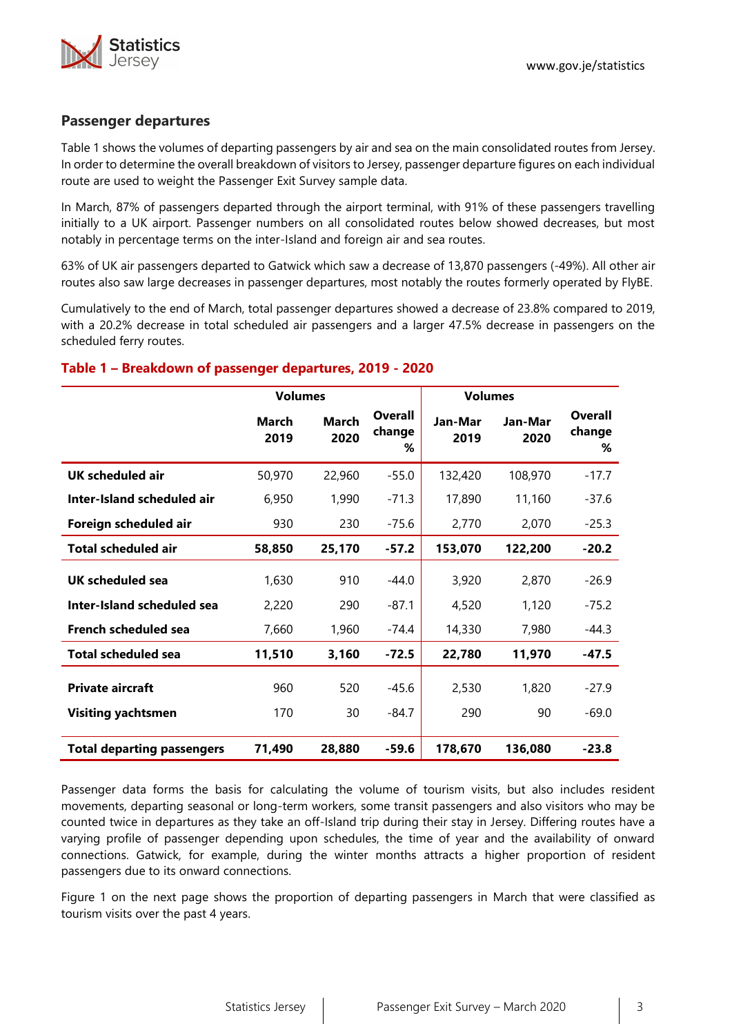## Passenger departures

Table 1 shows the volumes of departing passengers by air and sea on the main consolidated routes from Jersey. In order to determine the overall breakdown of visitors to Jersey, passenger departure figures on each individual route are used to weight the Passenger Exit Survey sample data.

In March, 87% of passengers departed through the airport terminal, with 91% of these passengers travelling initially to a UK airport. Passenger numbers on all consolidated routes below showed decreases, but most notably in percentage terms on the inter-Island and foreign air and sea routes.

63% of UK air passengers departed to Gatwick which saw a decrease of 13,870 passengers (-49%). All other air routes also saw large decreases in passenger departures, most notably the routes formerly operated by FlyBE.

Cumulatively to the end of March, total passenger departures showed a decrease of 23.8% compared to 2019, with a 20.2% decrease in total scheduled air passengers and a larger 47.5% decrease in passengers on the scheduled ferry routes.

### Table 1 – Breakdown of passenger departures, 2019 - 2020

| | Volumes | | | Volumes | | |
|---|---|---|---|---|---|---|
| | March 2019 | March 2020 | Overall change % | Jan-Mar 2019 | Jan-Mar 2020 | Overall change % |
| **UK scheduled air** | 50,970 | 22,960 | -55.0 | 132,420 | 108,970 | -17.7 |
| **Inter-Island scheduled air** | 6,950 | 1,990 | -71.3 | 17,890 | 11,160 | -37.6 |
| **Foreign scheduled air** | 930 | 230 | -75.6 | 2,770 | 2,070 | -25.3 |
| **Total scheduled air** | **58,850** | **25,170** | **-57.2** | **153,070** | **122,200** | **-20.2** |
| **UK scheduled sea** | 1,630 | 910 | -44.0 | 3,920 | 2,870 | -26.9 |
| **Inter-Island scheduled sea** | 2,220 | 290 | -87.1 | 4,520 | 1,120 | -75.2 |
| **French scheduled sea** | 7,660 | 1,960 | -74.4 | 14,330 | 7,980 | -44.3 |
| **Total scheduled sea** | **11,510** | **3,160** | **-72.5** | **22,780** | **11,970** | **-47.5** |
| **Private aircraft** | 960 | 520 | -45.6 | 2,530 | 1,820 | -27.9 |
| **Visiting yachtsmen** | 170 | 30 | -84.7 | 290 | 90 | -69.0 |
| **Total departing passengers** | **71,490** | **28,880** | **-59.6** | **178,670** | **136,080** | **-23.8** |

Passenger data forms the basis for calculating the volume of tourism visits, but also includes resident movements, departing seasonal or long-term workers, some transit passengers and also visitors who may be counted twice in departures as they take an off-Island trip during their stay in Jersey. Differing routes have a varying profile of passenger depending upon schedules, the time of year and the availability of onward connections. Gatwick, for example, during the winter months attracts a higher proportion of resident passengers due to its onward connections.

Figure 1 on the next page shows the proportion of departing passengers in March that were classified as tourism visits over the past 4 years.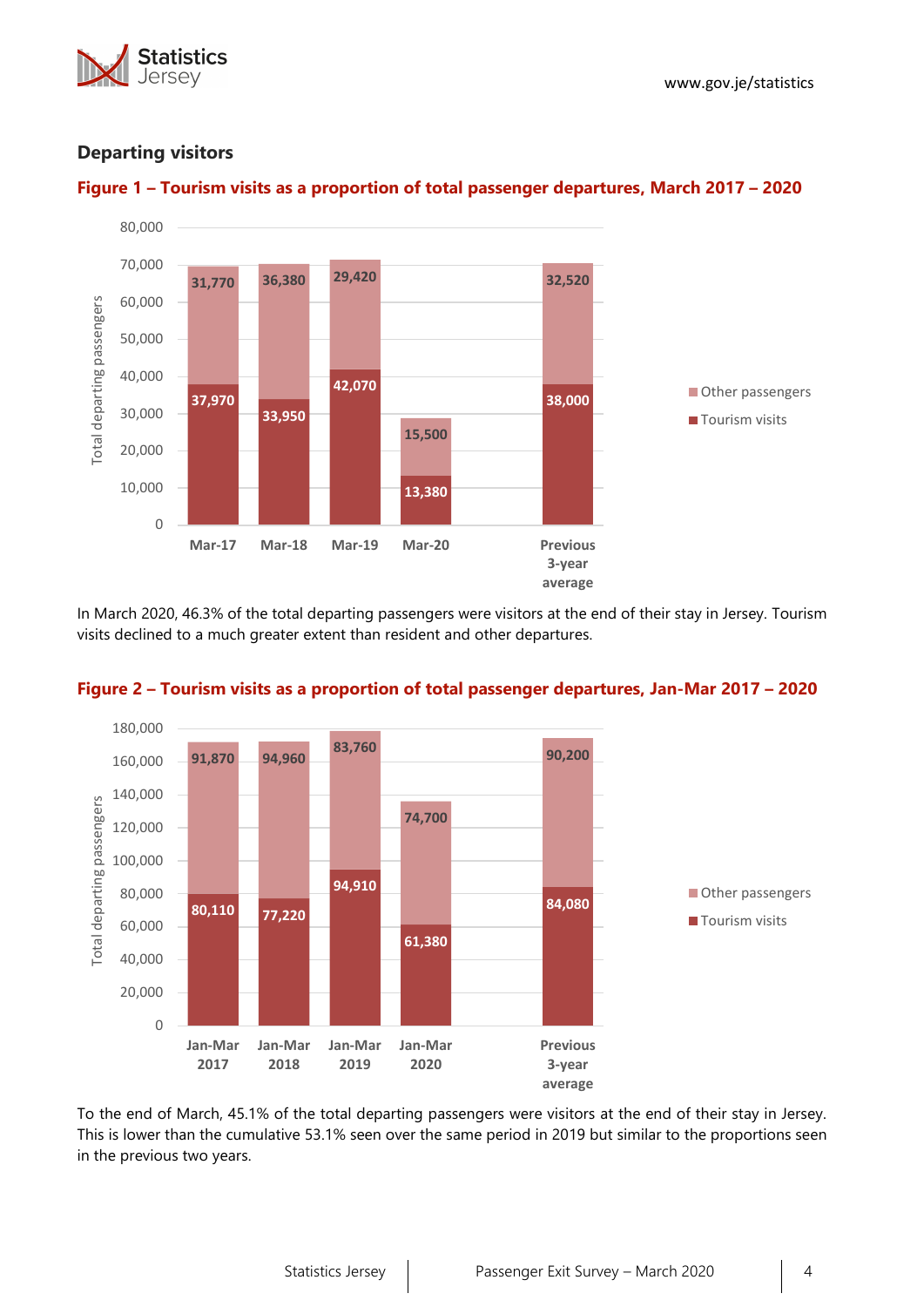## Departing visitors

**Figure 1 – Tourism visits as a proportion of total passenger departures, March 2017 – 2020**

| | Mar-17 | Mar-18 | Mar-19 | Mar-20 | Previous 3-year average |
|---|---|---|---|---|---|
| Other passengers | 31,770 | 36,380 | 29,420 | 15,500 | 32,520 |
| Tourism visits | 37,970 | 33,950 | 42,070 | 13,380 | 38,000 |

In March 2020, 46.3% of the total departing passengers were visitors at the end of their stay in Jersey. Tourism visits declined to a much greater extent than resident and other departures.

**Figure 2 – Tourism visits as a proportion of total passenger departures, Jan-Mar 2017 – 2020**

| | Jan-Mar 2017 | Jan-Mar 2018 | Jan-Mar 2019 | Jan-Mar 2020 | Previous 3-year average |
|---|---|---|---|---|---|
| Other passengers | 91,870 | 94,960 | 83,760 | 74,700 | 90,200 |
| Tourism visits | 80,110 | 77,220 | 94,910 | 61,380 | 84,080 |

To the end of March, 45.1% of the total departing passengers were visitors at the end of their stay in Jersey. This is lower than the cumulative 53.1% seen over the same period in 2019 but similar to the proportions seen in the previous two years.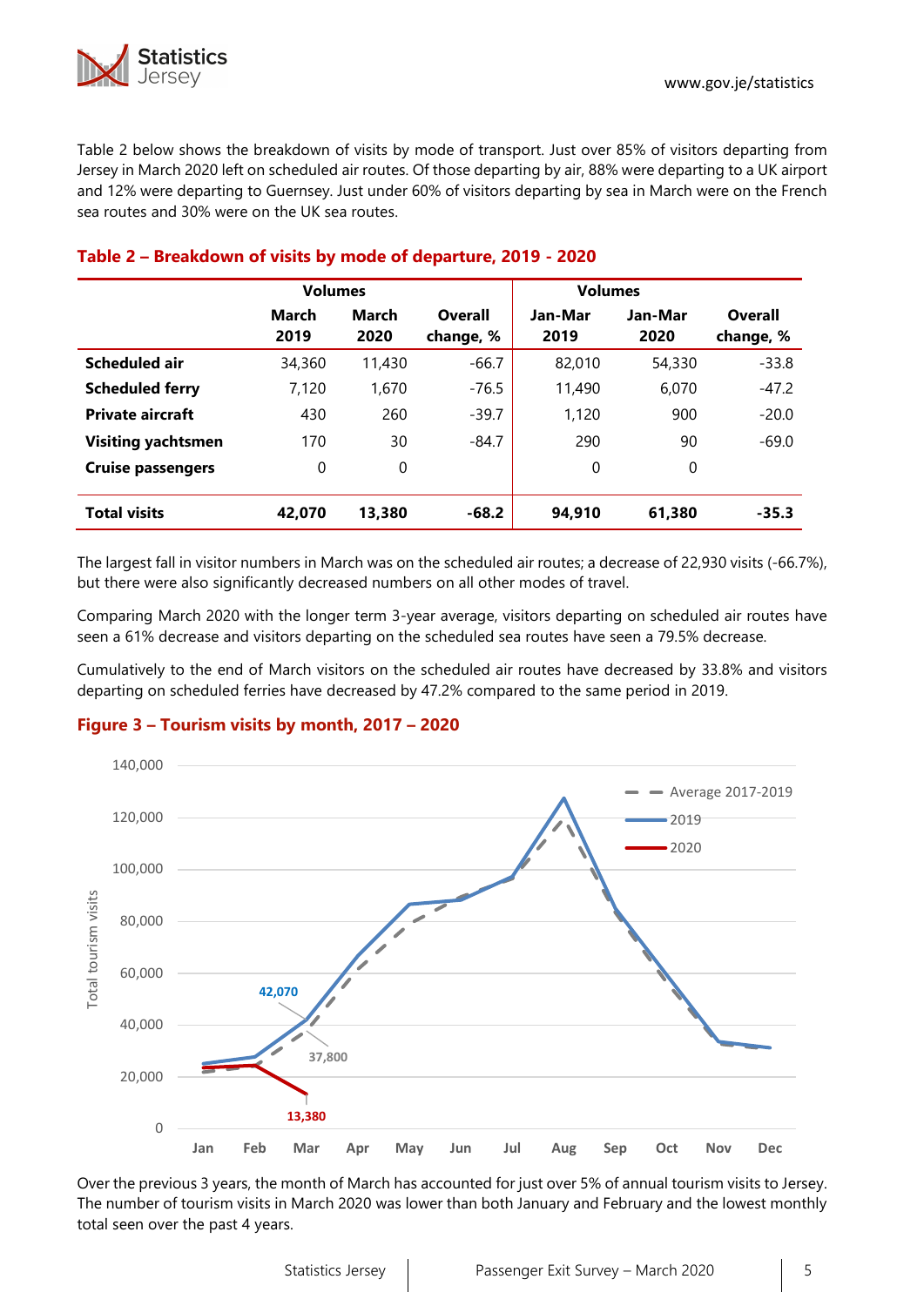Table 2 below shows the breakdown of visits by mode of transport. Just over 85% of visitors departing from Jersey in March 2020 left on scheduled air routes. Of those departing by air, 88% were departing to a UK airport and 12% were departing to Guernsey. Just under 60% of visitors departing by sea in March were on the French sea routes and 30% were on the UK sea routes.

## Table 2 – Breakdown of visits by mode of departure, 2019 - 2020

| | Volumes | | | Volumes | | |
|---|---|---|---|---|---|---|
| | March 2019 | March 2020 | Overall change, % | Jan-Mar 2019 | Jan-Mar 2020 | Overall change, % |
| **Scheduled air** | 34,360 | 11,430 | -66.7 | 82,010 | 54,330 | -33.8 |
| **Scheduled ferry** | 7,120 | 1,670 | -76.5 | 11,490 | 6,070 | -47.2 |
| **Private aircraft** | 430 | 260 | -39.7 | 1,120 | 900 | -20.0 |
| **Visiting yachtsmen** | 170 | 30 | -84.7 | 290 | 90 | -69.0 |
| **Cruise passengers** | 0 | 0 | | 0 | 0 | |
| **Total visits** | **42,070** | **13,380** | **-68.2** | **94,910** | **61,380** | **-35.3** |

The largest fall in visitor numbers in March was on the scheduled air routes; a decrease of 22,930 visits (-66.7%), but there were also significantly decreased numbers on all other modes of travel.

Comparing March 2020 with the longer term 3-year average, visitors departing on scheduled air routes have seen a 61% decrease and visitors departing on the scheduled sea routes have seen a 79.5% decrease.

Cumulatively to the end of March visitors on the scheduled air routes have decreased by 33.8% and visitors departing on scheduled ferries have decreased by 47.2% compared to the same period in 2019.

## Figure 3 – Tourism visits by month, 2017 – 2020

Over the previous 3 years, the month of March has accounted for just over 5% of annual tourism visits to Jersey. The number of tourism visits in March 2020 was lower than both January and February and the lowest monthly total seen over the past 4 years.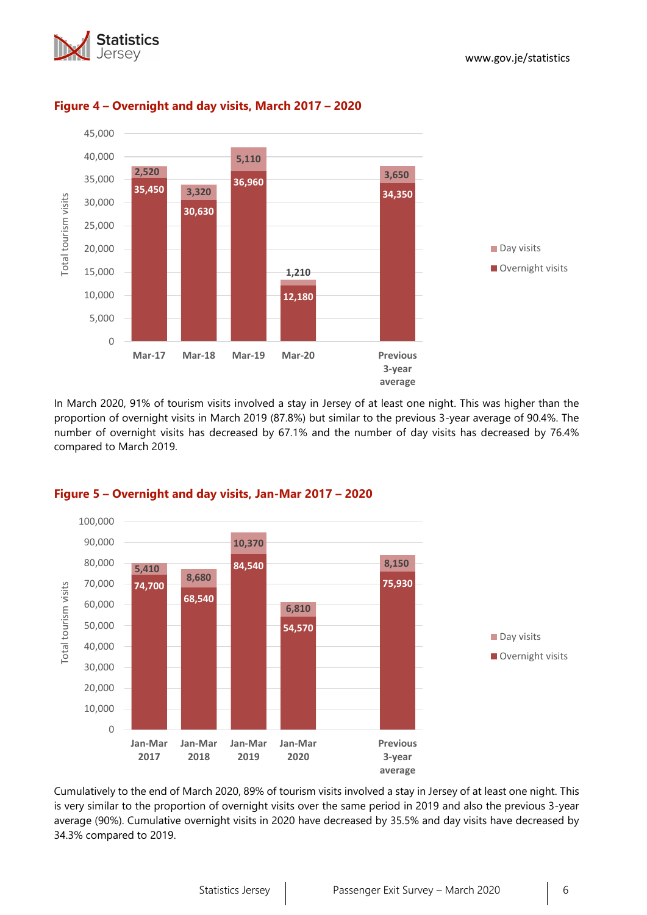### Figure 4 – Overnight and day visits, March 2017 – 2020

| | Mar-17 | Mar-18 | Mar-19 | Mar-20 | Previous 3-year average |
|---|---|---|---|---|---|
| Day visits | 2,520 | 3,320 | 5,110 | 1,210 | 3,650 |
| Overnight visits | 35,450 | 30,630 | 36,960 | 12,180 | 34,350 |

In March 2020, 91% of tourism visits involved a stay in Jersey of at least one night. This was higher than the proportion of overnight visits in March 2019 (87.8%) but similar to the previous 3-year average of 90.4%. The number of overnight visits has decreased by 67.1% and the number of day visits has decreased by 76.4% compared to March 2019.

### Figure 5 – Overnight and day visits, Jan-Mar 2017 – 2020

| | Jan-Mar 2017 | Jan-Mar 2018 | Jan-Mar 2019 | Jan-Mar 2020 | Previous 3-year average |
|---|---|---|---|---|---|
| Day visits | 5,410 | 8,680 | 10,370 | 6,810 | 8,150 |
| Overnight visits | 74,700 | 68,540 | 84,540 | 54,570 | 75,930 |

Cumulatively to the end of March 2020, 89% of tourism visits involved a stay in Jersey of at least one night. This is very similar to the proportion of overnight visits over the same period in 2019 and also the previous 3-year average (90%). Cumulative overnight visits in 2020 have decreased by 35.5% and day visits have decreased by 34.3% compared to 2019.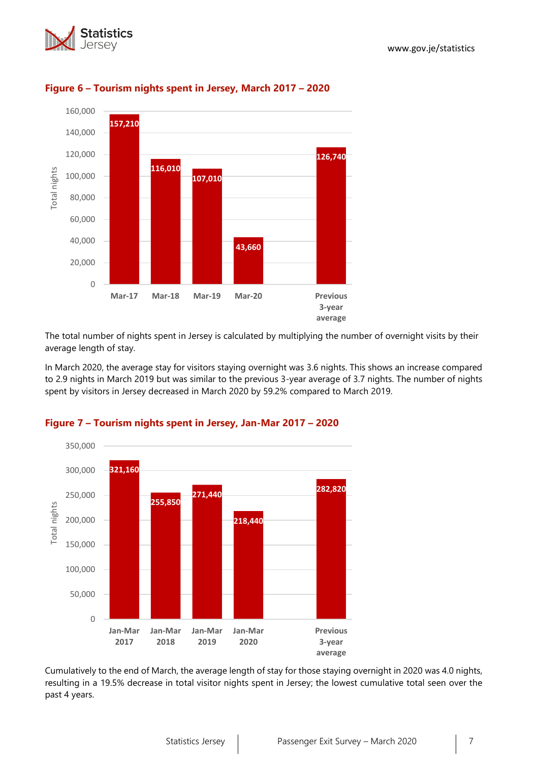### Figure 6 – Tourism nights spent in Jersey, March 2017 – 2020

| | Total nights |
|---|---|
| Mar-17 | 157,210 |
| Mar-18 | 116,010 |
| Mar-19 | 107,010 |
| Mar-20 | 43,660 |
| Previous 3-year average | 126,740 |

The total number of nights spent in Jersey is calculated by multiplying the number of overnight visits by their average length of stay.

In March 2020, the average stay for visitors staying overnight was 3.6 nights. This shows an increase compared to 2.9 nights in March 2019 but was similar to the previous 3-year average of 3.7 nights. The number of nights spent by visitors in Jersey decreased in March 2020 by 59.2% compared to March 2019.

### Figure 7 – Tourism nights spent in Jersey, Jan-Mar 2017 – 2020

| | Total nights |
|---|---|
| Jan-Mar 2017 | 321,160 |
| Jan-Mar 2018 | 255,850 |
| Jan-Mar 2019 | 271,440 |
| Jan-Mar 2020 | 218,440 |
| Previous 3-year average | 282,820 |

Cumulatively to the end of March, the average length of stay for those staying overnight in 2020 was 4.0 nights, resulting in a 19.5% decrease in total visitor nights spent in Jersey; the lowest cumulative total seen over the past 4 years.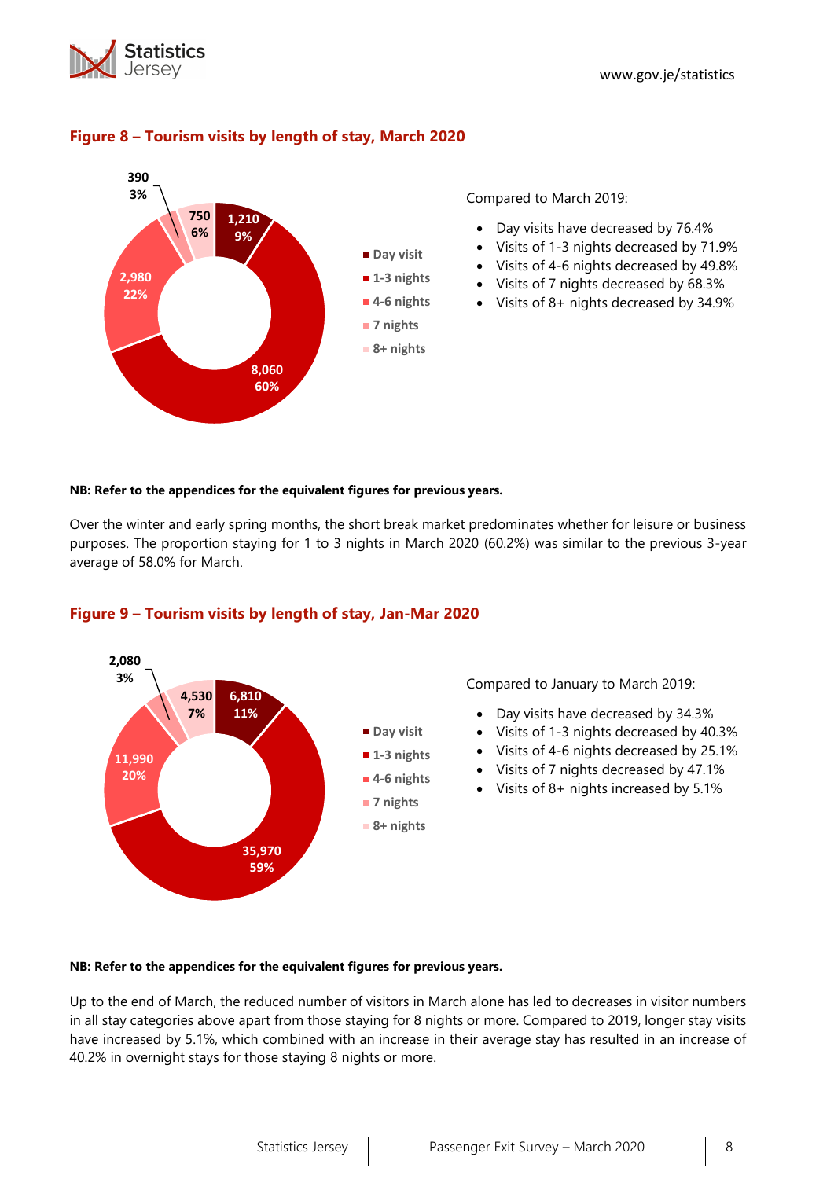## Figure 8 – Tourism visits by length of stay, March 2020

| Length of stay | Visits | % |
|---|---|---|
| Day visit | 1,210 | 9% |
| 1-3 nights | 8,060 | 60% |
| 4-6 nights | 2,980 | 22% |
| 7 nights | 390 | 3% |
| 8+ nights | 750 | 6% |

Compared to March 2019:

- Day visits have decreased by 76.4%
- Visits of 1-3 nights decreased by 71.9%
- Visits of 4-6 nights decreased by 49.8%
- Visits of 7 nights decreased by 68.3%
- Visits of 8+ nights decreased by 34.9%

**NB: Refer to the appendices for the equivalent figures for previous years.**

Over the winter and early spring months, the short break market predominates whether for leisure or business purposes. The proportion staying for 1 to 3 nights in March 2020 (60.2%) was similar to the previous 3-year average of 58.0% for March.

## Figure 9 – Tourism visits by length of stay, Jan-Mar 2020

| Length of stay | Visits | % |
|---|---|---|
| Day visit | 6,810 | 11% |
| 1-3 nights | 35,970 | 59% |
| 4-6 nights | 11,990 | 20% |
| 7 nights | 2,080 | 3% |
| 8+ nights | 4,530 | 7% |

Compared to January to March 2019:

- Day visits have decreased by 34.3%
- Visits of 1-3 nights decreased by 40.3%
- Visits of 4-6 nights decreased by 25.1%
- Visits of 7 nights decreased by 47.1%
- Visits of 8+ nights increased by 5.1%

**NB: Refer to the appendices for the equivalent figures for previous years.**

Up to the end of March, the reduced number of visitors in March alone has led to decreases in visitor numbers in all stay categories above apart from those staying for 8 nights or more. Compared to 2019, longer stay visits have increased by 5.1%, which combined with an increase in their average stay has resulted in an increase of 40.2% in overnight stays for those staying 8 nights or more.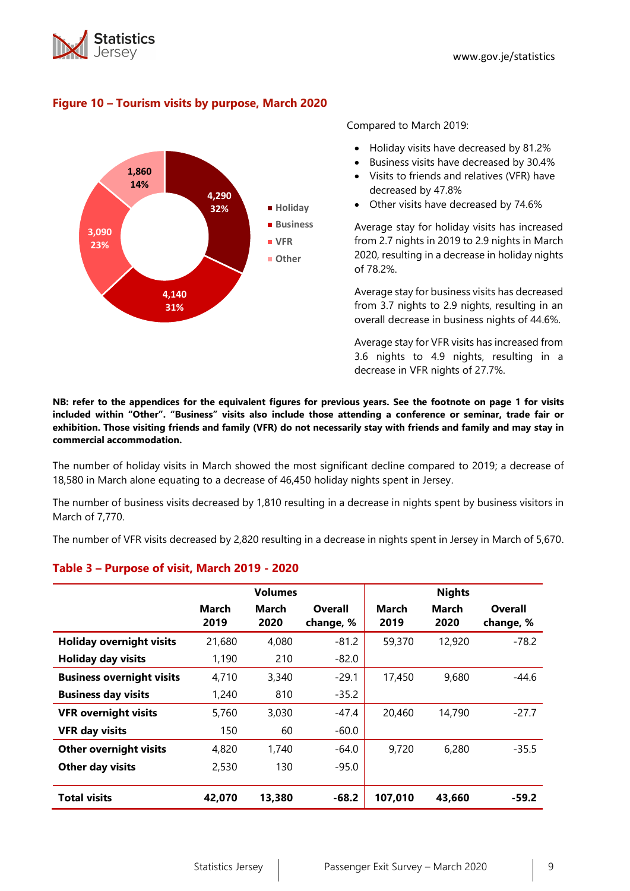## Figure 10 – Tourism visits by purpose, March 2020

| Purpose | Visits | % |
|---|---|---|
| Holiday | 4,290 | 32% |
| Business | 4,140 | 31% |
| VFR | 3,090 | 23% |
| Other | 1,860 | 14% |

Compared to March 2019:

- Holiday visits have decreased by 81.2%
- Business visits have decreased by 30.4%
- Visits to friends and relatives (VFR) have decreased by 47.8%
- Other visits have decreased by 74.6%

Average stay for holiday visits has increased from 2.7 nights in 2019 to 2.9 nights in March 2020, resulting in a decrease in holiday nights of 78.2%.

Average stay for business visits has decreased from 3.7 nights to 2.9 nights, resulting in an overall decrease in business nights of 44.6%.

Average stay for VFR visits has increased from 3.6 nights to 4.9 nights, resulting in a decrease in VFR nights of 27.7%.

**NB: refer to the appendices for the equivalent figures for previous years. See the footnote on page 1 for visits included within "Other". "Business" visits also include those attending a conference or seminar, trade fair or exhibition. Those visiting friends and family (VFR) do not necessarily stay with friends and family and may stay in commercial accommodation.**

The number of holiday visits in March showed the most significant decline compared to 2019; a decrease of 18,580 in March alone equating to a decrease of 46,450 holiday nights spent in Jersey.

The number of business visits decreased by 1,810 resulting in a decrease in nights spent by business visitors in March of 7,770.

The number of VFR visits decreased by 2,820 resulting in a decrease in nights spent in Jersey in March of 5,670.

## Table 3 – Purpose of visit, March 2019 - 2020

| | Volumes | | | Nights | | |
|---|---|---|---|---|---|---|
| | March 2019 | March 2020 | Overall change, % | March 2019 | March 2020 | Overall change, % |
| **Holiday overnight visits** | 21,680 | 4,080 | -81.2 | 59,370 | 12,920 | -78.2 |
| **Holiday day visits** | 1,190 | 210 | -82.0 | | | |
| **Business overnight visits** | 4,710 | 3,340 | -29.1 | 17,450 | 9,680 | -44.6 |
| **Business day visits** | 1,240 | 810 | -35.2 | | | |
| **VFR overnight visits** | 5,760 | 3,030 | -47.4 | 20,460 | 14,790 | -27.7 |
| **VFR day visits** | 150 | 60 | -60.0 | | | |
| **Other overnight visits** | 4,820 | 1,740 | -64.0 | 9,720 | 6,280 | -35.5 |
| **Other day visits** | 2,530 | 130 | -95.0 | | | |
| **Total visits** | **42,070** | **13,380** | **-68.2** | **107,010** | **43,660** | **-59.2** |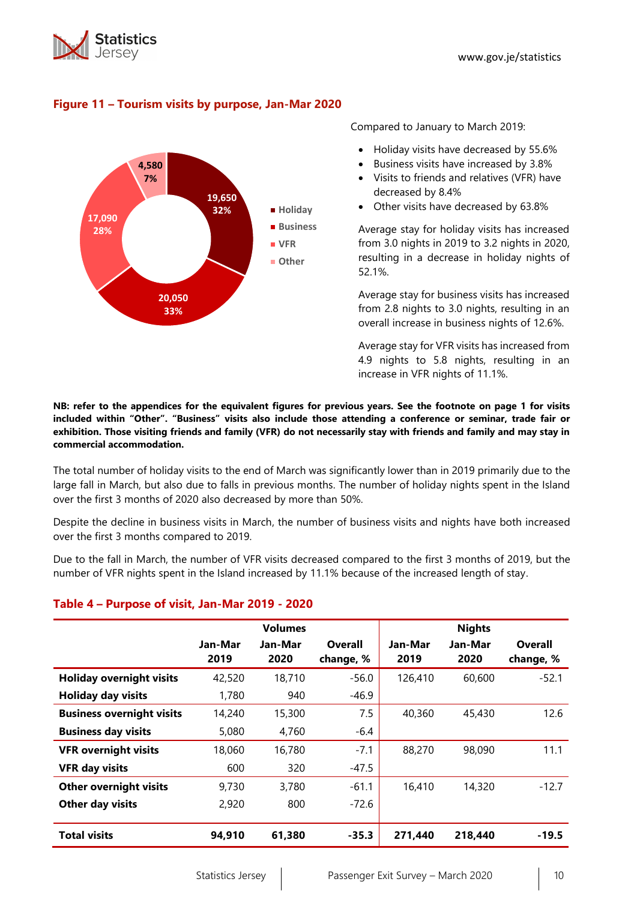### Figure 11 – Tourism visits by purpose, Jan-Mar 2020

- Holiday: 19,650 (32%)
- Business: 20,050 (33%)
- VFR: 17,090 (28%)
- Other: 4,580 (7%)

Compared to January to March 2019:

- Holiday visits have decreased by 55.6%
- Business visits have increased by 3.8%
- Visits to friends and relatives (VFR) have decreased by 8.4%
- Other visits have decreased by 63.8%

Average stay for holiday visits has increased from 3.0 nights in 2019 to 3.2 nights in 2020, resulting in a decrease in holiday nights of 52.1%.

Average stay for business visits has increased from 2.8 nights to 3.0 nights, resulting in an overall increase in business nights of 12.6%.

Average stay for VFR visits has increased from 4.9 nights to 5.8 nights, resulting in an increase in VFR nights of 11.1%.

**NB: refer to the appendices for the equivalent figures for previous years. See the footnote on page 1 for visits included within "Other". "Business" visits also include those attending a conference or seminar, trade fair or exhibition. Those visiting friends and family (VFR) do not necessarily stay with friends and family and may stay in commercial accommodation.**

The total number of holiday visits to the end of March was significantly lower than in 2019 primarily due to the large fall in March, but also due to falls in previous months. The number of holiday nights spent in the Island over the first 3 months of 2020 also decreased by more than 50%.

Despite the decline in business visits in March, the number of business visits and nights have both increased over the first 3 months compared to 2019.

Due to the fall in March, the number of VFR visits decreased compared to the first 3 months of 2019, but the number of VFR nights spent in the Island increased by 11.1% because of the increased length of stay.

### Table 4 – Purpose of visit, Jan-Mar 2019 - 2020

| | Volumes | | | Nights | | |
|---|---|---|---|---|---|---|
| | Jan-Mar 2019 | Jan-Mar 2020 | Overall change, % | Jan-Mar 2019 | Jan-Mar 2020 | Overall change, % |
| **Holiday overnight visits** | 42,520 | 18,710 | -56.0 | 126,410 | 60,600 | -52.1 |
| **Holiday day visits** | 1,780 | 940 | -46.9 | | | |
| **Business overnight visits** | 14,240 | 15,300 | 7.5 | 40,360 | 45,430 | 12.6 |
| **Business day visits** | 5,080 | 4,760 | -6.4 | | | |
| **VFR overnight visits** | 18,060 | 16,780 | -7.1 | 88,270 | 98,090 | 11.1 |
| **VFR day visits** | 600 | 320 | -47.5 | | | |
| **Other overnight visits** | 9,730 | 3,780 | -61.1 | 16,410 | 14,320 | -12.7 |
| **Other day visits** | 2,920 | 800 | -72.6 | | | |
| **Total visits** | **94,910** | **61,380** | **-35.3** | **271,440** | **218,440** | **-19.5** |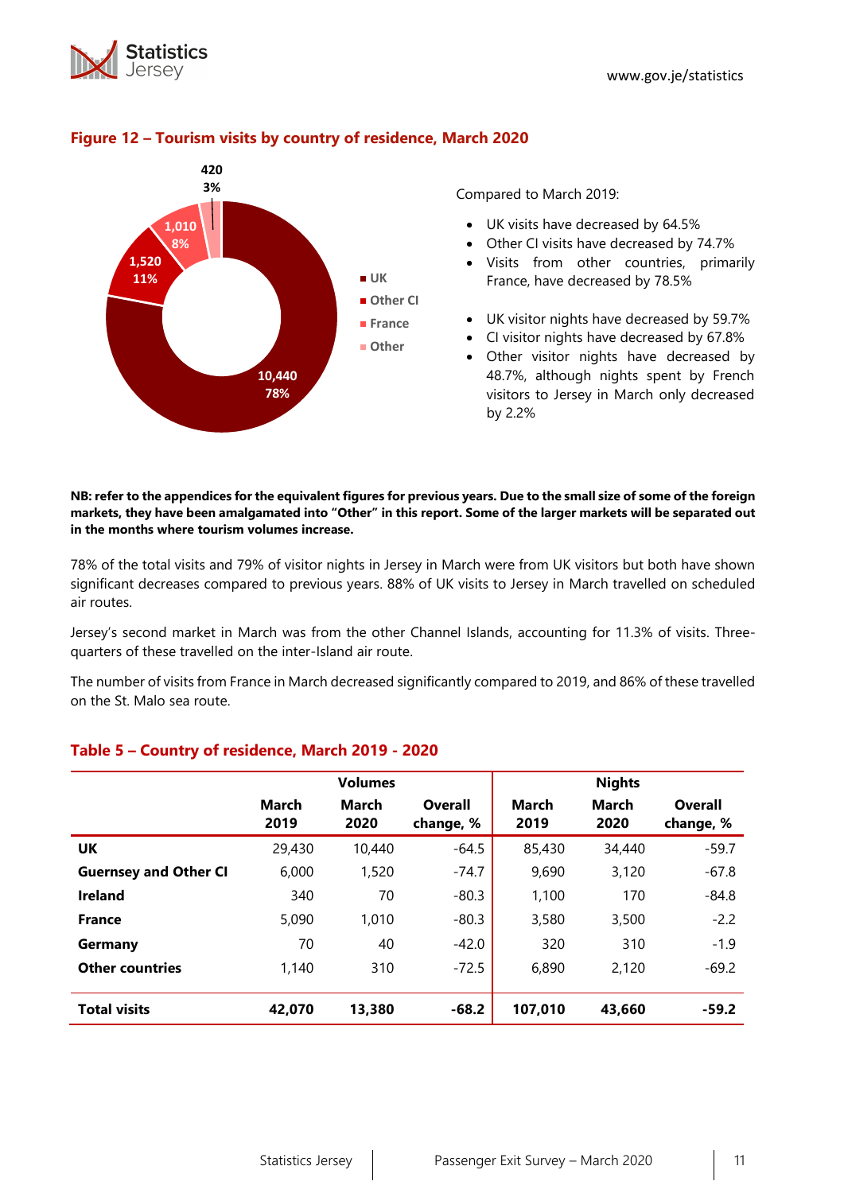## Figure 12 – Tourism visits by country of residence, March 2020

420
3%

1,010
8%

1,520
11%

10,440
78%

- UK
- Other CI
- France
- Other

Compared to March 2019:

- UK visits have decreased by 64.5%
- Other CI visits have decreased by 74.7%
- Visits from other countries, primarily France, have decreased by 78.5%

- UK visitor nights have decreased by 59.7%
- CI visitor nights have decreased by 67.8%
- Other visitor nights have decreased by 48.7%, although nights spent by French visitors to Jersey in March only decreased by 2.2%

**NB: refer to the appendices for the equivalent figures for previous years. Due to the small size of some of the foreign markets, they have been amalgamated into "Other" in this report. Some of the larger markets will be separated out in the months where tourism volumes increase.**

78% of the total visits and 79% of visitor nights in Jersey in March were from UK visitors but both have shown significant decreases compared to previous years. 88% of UK visits to Jersey in March travelled on scheduled air routes.

Jersey's second market in March was from the other Channel Islands, accounting for 11.3% of visits. Three-quarters of these travelled on the inter-Island air route.

The number of visits from France in March decreased significantly compared to 2019, and 86% of these travelled on the St. Malo sea route.

## Table 5 – Country of residence, March 2019 - 2020

| | Volumes | | | Nights | | |
|---|---|---|---|---|---|---|
| | March 2019 | March 2020 | Overall change, % | March 2019 | March 2020 | Overall change, % |
| **UK** | 29,430 | 10,440 | -64.5 | 85,430 | 34,440 | -59.7 |
| **Guernsey and Other CI** | 6,000 | 1,520 | -74.7 | 9,690 | 3,120 | -67.8 |
| **Ireland** | 340 | 70 | -80.3 | 1,100 | 170 | -84.8 |
| **France** | 5,090 | 1,010 | -80.3 | 3,580 | 3,500 | -2.2 |
| **Germany** | 70 | 40 | -42.0 | 320 | 310 | -1.9 |
| **Other countries** | 1,140 | 310 | -72.5 | 6,890 | 2,120 | -69.2 |
| **Total visits** | **42,070** | **13,380** | **-68.2** | **107,010** | **43,660** | **-59.2** |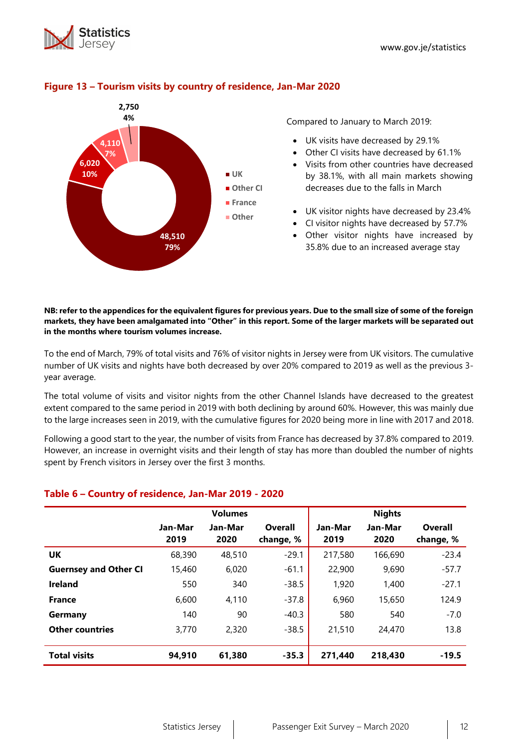### Figure 13 – Tourism visits by country of residence, Jan-Mar 2020

Compared to January to March 2019:

- UK visits have decreased by 29.1%
- Other CI visits have decreased by 61.1%
- Visits from other countries have decreased by 38.1%, with all main markets showing decreases due to the falls in March

- UK visitor nights have decreased by 23.4%
- CI visitor nights have decreased by 57.7%
- Other visitor nights have increased by 35.8% due to an increased average stay

**NB: refer to the appendices for the equivalent figures for previous years. Due to the small size of some of the foreign markets, they have been amalgamated into "Other" in this report. Some of the larger markets will be separated out in the months where tourism volumes increase.**

To the end of March, 79% of total visits and 76% of visitor nights in Jersey were from UK visitors. The cumulative number of UK visits and nights have both decreased by over 20% compared to 2019 as well as the previous 3-year average.

The total volume of visits and visitor nights from the other Channel Islands have decreased to the greatest extent compared to the same period in 2019 with both declining by around 60%. However, this was mainly due to the large increases seen in 2019, with the cumulative figures for 2020 being more in line with 2017 and 2018.

Following a good start to the year, the number of visits from France has decreased by 37.8% compared to 2019. However, an increase in overnight visits and their length of stay has more than doubled the number of nights spent by French visitors in Jersey over the first 3 months.

### Table 6 – Country of residence, Jan-Mar 2019 - 2020

| | Volumes | | | Nights | | |
|---|---|---|---|---|---|---|
| | Jan-Mar 2019 | Jan-Mar 2020 | Overall change, % | Jan-Mar 2019 | Jan-Mar 2020 | Overall change, % |
| **UK** | 68,390 | 48,510 | -29.1 | 217,580 | 166,690 | -23.4 |
| **Guernsey and Other CI** | 15,460 | 6,020 | -61.1 | 22,900 | 9,690 | -57.7 |
| **Ireland** | 550 | 340 | -38.5 | 1,920 | 1,400 | -27.1 |
| **France** | 6,600 | 4,110 | -37.8 | 6,960 | 15,650 | 124.9 |
| **Germany** | 140 | 90 | -40.3 | 580 | 540 | -7.0 |
| **Other countries** | 3,770 | 2,320 | -38.5 | 21,510 | 24,470 | 13.8 |
| **Total visits** | **94,910** | **61,380** | **-35.3** | **271,440** | **218,430** | **-19.5** |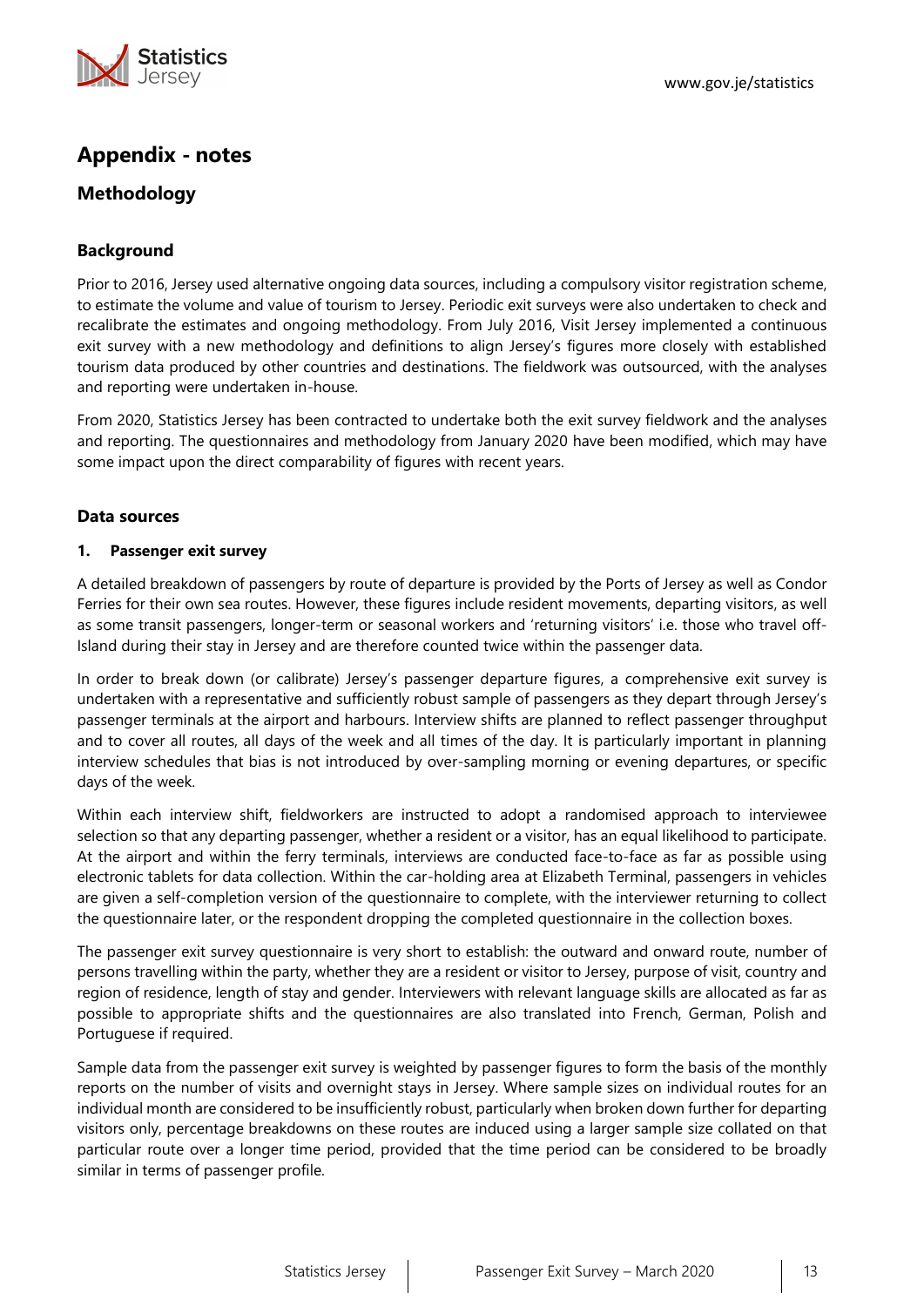# Appendix - notes

## Methodology

### Background

Prior to 2016, Jersey used alternative ongoing data sources, including a compulsory visitor registration scheme, to estimate the volume and value of tourism to Jersey. Periodic exit surveys were also undertaken to check and recalibrate the estimates and ongoing methodology. From July 2016, Visit Jersey implemented a continuous exit survey with a new methodology and definitions to align Jersey's figures more closely with established tourism data produced by other countries and destinations. The fieldwork was outsourced, with the analyses and reporting were undertaken in-house.

From 2020, Statistics Jersey has been contracted to undertake both the exit survey fieldwork and the analyses and reporting. The questionnaires and methodology from January 2020 have been modified, which may have some impact upon the direct comparability of figures with recent years.

### Data sources

#### 1. Passenger exit survey

A detailed breakdown of passengers by route of departure is provided by the Ports of Jersey as well as Condor Ferries for their own sea routes. However, these figures include resident movements, departing visitors, as well as some transit passengers, longer-term or seasonal workers and 'returning visitors' i.e. those who travel off-Island during their stay in Jersey and are therefore counted twice within the passenger data.

In order to break down (or calibrate) Jersey's passenger departure figures, a comprehensive exit survey is undertaken with a representative and sufficiently robust sample of passengers as they depart through Jersey's passenger terminals at the airport and harbours. Interview shifts are planned to reflect passenger throughput and to cover all routes, all days of the week and all times of the day. It is particularly important in planning interview schedules that bias is not introduced by over-sampling morning or evening departures, or specific days of the week.

Within each interview shift, fieldworkers are instructed to adopt a randomised approach to interviewee selection so that any departing passenger, whether a resident or a visitor, has an equal likelihood to participate. At the airport and within the ferry terminals, interviews are conducted face-to-face as far as possible using electronic tablets for data collection. Within the car-holding area at Elizabeth Terminal, passengers in vehicles are given a self-completion version of the questionnaire to complete, with the interviewer returning to collect the questionnaire later, or the respondent dropping the completed questionnaire in the collection boxes.

The passenger exit survey questionnaire is very short to establish: the outward and onward route, number of persons travelling within the party, whether they are a resident or visitor to Jersey, purpose of visit, country and region of residence, length of stay and gender. Interviewers with relevant language skills are allocated as far as possible to appropriate shifts and the questionnaires are also translated into French, German, Polish and Portuguese if required.

Sample data from the passenger exit survey is weighted by passenger figures to form the basis of the monthly reports on the number of visits and overnight stays in Jersey. Where sample sizes on individual routes for an individual month are considered to be insufficiently robust, particularly when broken down further for departing visitors only, percentage breakdowns on these routes are induced using a larger sample size collated on that particular route over a longer time period, provided that the time period can be considered to be broadly similar in terms of passenger profile.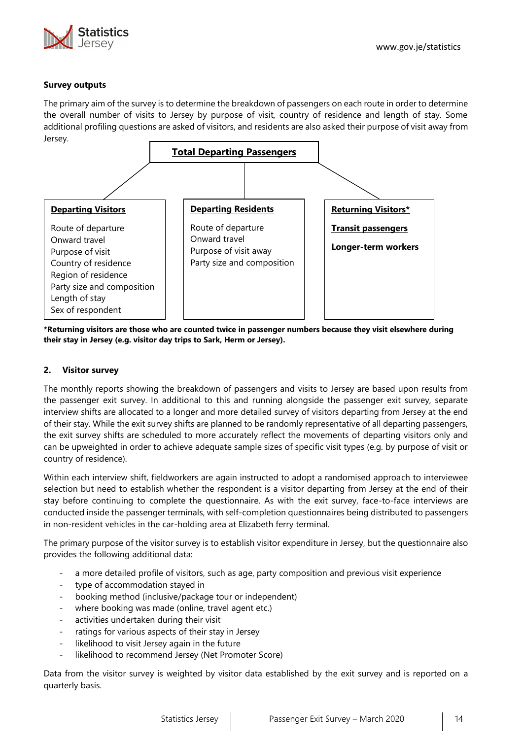**Survey outputs**

The primary aim of the survey is to determine the breakdown of passengers on each route in order to determine the overall number of visits to Jersey by purpose of visit, country of residence and length of stay. Some additional profiling questions are asked of visitors, and residents are also asked their purpose of visit away from Jersey.

**Total Departing Passengers**

| **Departing Visitors** | **Departing Residents** | **Returning Visitors*** |
|---|---|---|
| Route of departure | Route of departure | **Transit passengers** |
| Onward travel | Onward travel | **Longer-term workers** |
| Purpose of visit | Purpose of visit away | |
| Country of residence | Party size and composition | |
| Region of residence | | |
| Party size and composition | | |
| Length of stay | | |
| Sex of respondent | | |

***Returning visitors are those who are counted twice in passenger numbers because they visit elsewhere during their stay in Jersey (e.g. visitor day trips to Sark, Herm or Jersey).**

## 2. Visitor survey

The monthly reports showing the breakdown of passengers and visits to Jersey are based upon results from the passenger exit survey. In additional to this and running alongside the passenger exit survey, separate interview shifts are allocated to a longer and more detailed survey of visitors departing from Jersey at the end of their stay. While the exit survey shifts are planned to be randomly representative of all departing passengers, the exit survey shifts are scheduled to more accurately reflect the movements of departing visitors only and can be upweighted in order to achieve adequate sample sizes of specific visit types (e.g. by purpose of visit or country of residence).

Within each interview shift, fieldworkers are again instructed to adopt a randomised approach to interviewee selection but need to establish whether the respondent is a visitor departing from Jersey at the end of their stay before continuing to complete the questionnaire. As with the exit survey, face-to-face interviews are conducted inside the passenger terminals, with self-completion questionnaires being distributed to passengers in non-resident vehicles in the car-holding area at Elizabeth ferry terminal.

The primary purpose of the visitor survey is to establish visitor expenditure in Jersey, but the questionnaire also provides the following additional data:

- a more detailed profile of visitors, such as age, party composition and previous visit experience
- type of accommodation stayed in
- booking method (inclusive/package tour or independent)
- where booking was made (online, travel agent etc.)
- activities undertaken during their visit
- ratings for various aspects of their stay in Jersey
- likelihood to visit Jersey again in the future
- likelihood to recommend Jersey (Net Promoter Score)

Data from the visitor survey is weighted by visitor data established by the exit survey and is reported on a quarterly basis.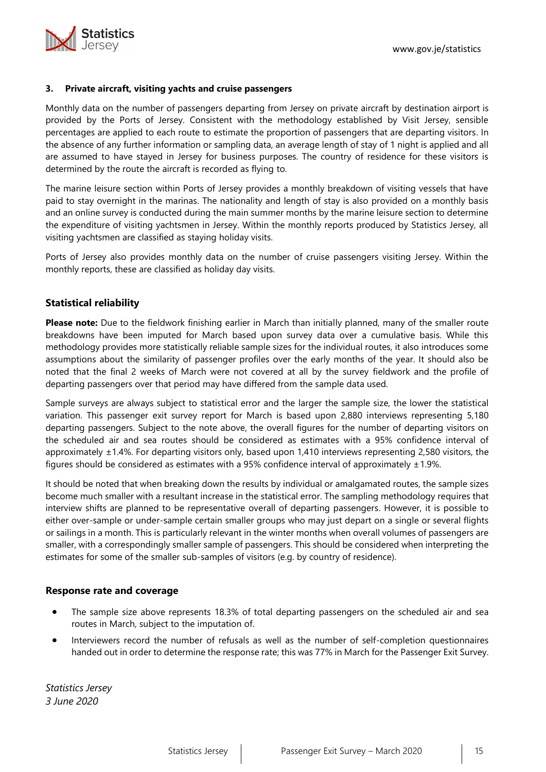**3. Private aircraft, visiting yachts and cruise passengers**

Monthly data on the number of passengers departing from Jersey on private aircraft by destination airport is provided by the Ports of Jersey. Consistent with the methodology established by Visit Jersey, sensible percentages are applied to each route to estimate the proportion of passengers that are departing visitors. In the absence of any further information or sampling data, an average length of stay of 1 night is applied and all are assumed to have stayed in Jersey for business purposes. The country of residence for these visitors is determined by the route the aircraft is recorded as flying to.

The marine leisure section within Ports of Jersey provides a monthly breakdown of visiting vessels that have paid to stay overnight in the marinas. The nationality and length of stay is also provided on a monthly basis and an online survey is conducted during the main summer months by the marine leisure section to determine the expenditure of visiting yachtsmen in Jersey. Within the monthly reports produced by Statistics Jersey, all visiting yachtsmen are classified as staying holiday visits.

Ports of Jersey also provides monthly data on the number of cruise passengers visiting Jersey. Within the monthly reports, these are classified as holiday day visits.

## Statistical reliability

**Please note:** Due to the fieldwork finishing earlier in March than initially planned, many of the smaller route breakdowns have been imputed for March based upon survey data over a cumulative basis. While this methodology provides more statistically reliable sample sizes for the individual routes, it also introduces some assumptions about the similarity of passenger profiles over the early months of the year. It should also be noted that the final 2 weeks of March were not covered at all by the survey fieldwork and the profile of departing passengers over that period may have differed from the sample data used.

Sample surveys are always subject to statistical error and the larger the sample size, the lower the statistical variation. This passenger exit survey report for March is based upon 2,880 interviews representing 5,180 departing passengers. Subject to the note above, the overall figures for the number of departing visitors on the scheduled air and sea routes should be considered as estimates with a 95% confidence interval of approximately ±1.4%. For departing visitors only, based upon 1,410 interviews representing 2,580 visitors, the figures should be considered as estimates with a 95% confidence interval of approximately ±1.9%.

It should be noted that when breaking down the results by individual or amalgamated routes, the sample sizes become much smaller with a resultant increase in the statistical error. The sampling methodology requires that interview shifts are planned to be representative overall of departing passengers. However, it is possible to either over-sample or under-sample certain smaller groups who may just depart on a single or several flights or sailings in a month. This is particularly relevant in the winter months when overall volumes of passengers are smaller, with a correspondingly smaller sample of passengers. This should be considered when interpreting the estimates for some of the smaller sub-samples of visitors (e.g. by country of residence).

## Response rate and coverage

- The sample size above represents 18.3% of total departing passengers on the scheduled air and sea routes in March, subject to the imputation of.
- Interviewers record the number of refusals as well as the number of self-completion questionnaires handed out in order to determine the response rate; this was 77% in March for the Passenger Exit Survey.

*Statistics Jersey*
*3 June 2020*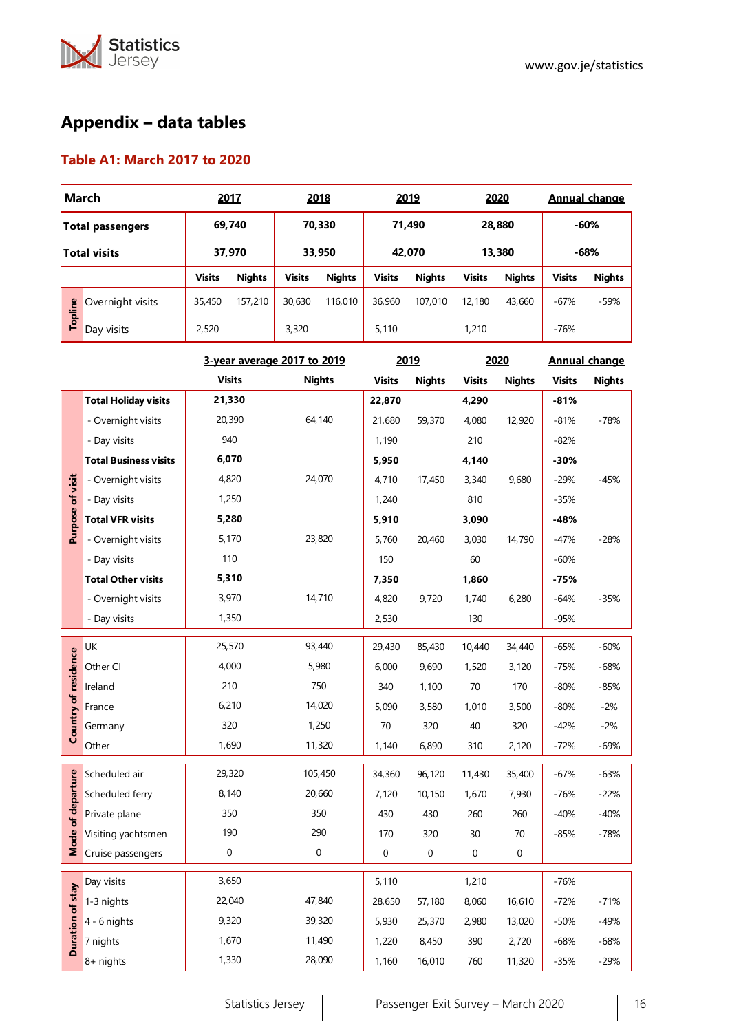## Appendix – data tables

### Table A1: March 2017 to 2020

| March | | 2017 | | 2018 | | 2019 | | 2020 | | Annual change | |
|---|---|---|---|---|---|---|---|---|---|---|---|
| Total passengers | | 69,740 | | 70,330 | | 71,490 | | 28,880 | | -60% | |
| Total visits | | 37,970 | | 33,950 | | 42,070 | | 13,380 | | -68% | |
| | | Visits | Nights | Visits | Nights | Visits | Nights | Visits | Nights | Visits | Nights |
| Topline | Overnight visits | 35,450 | 157,210 | 30,630 | 116,010 | 36,960 | 107,010 | 12,180 | 43,660 | -67% | -59% |
| | Day visits | 2,520 | | 3,320 | | 5,110 | | 1,210 | | -76% | |

| | | 3-year average 2017 to 2019 | | 2019 | | 2020 | | Annual change | |
|---|---|---|---|---|---|---|---|---|---|
| | | Visits | Nights | Visits | Nights | Visits | Nights | Visits | Nights |
| Purpose of visit | **Total Holiday visits** | **21,330** | | **22,870** | | **4,290** | | **-81%** | |
| | - Overnight visits | 20,390 | 64,140 | 21,680 | 59,370 | 4,080 | 12,920 | -81% | -78% |
| | - Day visits | 940 | | 1,190 | | 210 | | -82% | |
| | **Total Business visits** | **6,070** | | **5,950** | | **4,140** | | **-30%** | |
| | - Overnight visits | 4,820 | 24,070 | 4,710 | 17,450 | 3,340 | 9,680 | -29% | -45% |
| | - Day visits | 1,250 | | 1,240 | | 810 | | -35% | |
| | **Total VFR visits** | **5,280** | | **5,910** | | **3,090** | | **-48%** | |
| | - Overnight visits | 5,170 | 23,820 | 5,760 | 20,460 | 3,030 | 14,790 | -47% | -28% |
| | - Day visits | 110 | | 150 | | 60 | | -60% | |
| | **Total Other visits** | **5,310** | | **7,350** | | **1,860** | | **-75%** | |
| | - Overnight visits | 3,970 | 14,710 | 4,820 | 9,720 | 1,740 | 6,280 | -64% | -35% |
| | - Day visits | 1,350 | | 2,530 | | 130 | | -95% | |
| Country of residence | UK | 25,570 | 93,440 | 29,430 | 85,430 | 10,440 | 34,440 | -65% | -60% |
| | Other CI | 4,000 | 5,980 | 6,000 | 9,690 | 1,520 | 3,120 | -75% | -68% |
| | Ireland | 210 | 750 | 340 | 1,100 | 70 | 170 | -80% | -85% |
| | France | 6,210 | 14,020 | 5,090 | 3,580 | 1,010 | 3,500 | -80% | -2% |
| | Germany | 320 | 1,250 | 70 | 320 | 40 | 320 | -42% | -2% |
| | Other | 1,690 | 11,320 | 1,140 | 6,890 | 310 | 2,120 | -72% | -69% |
| Mode of departure | Scheduled air | 29,320 | 105,450 | 34,360 | 96,120 | 11,430 | 35,400 | -67% | -63% |
| | Scheduled ferry | 8,140 | 20,660 | 7,120 | 10,150 | 1,670 | 7,930 | -76% | -22% |
| | Private plane | 350 | 350 | 430 | 430 | 260 | 260 | -40% | -40% |
| | Visiting yachtsmen | 190 | 290 | 170 | 320 | 30 | 70 | -85% | -78% |
| | Cruise passengers | 0 | 0 | 0 | 0 | 0 | 0 | | |
| Duration of stay | Day visits | 3,650 | | 5,110 | | 1,210 | | -76% | |
| | 1-3 nights | 22,040 | 47,840 | 28,650 | 57,180 | 8,060 | 16,610 | -72% | -71% |
| | 4 - 6 nights | 9,320 | 39,320 | 5,930 | 25,370 | 2,980 | 13,020 | -50% | -49% |
| | 7 nights | 1,670 | 11,490 | 1,220 | 8,450 | 390 | 2,720 | -68% | -68% |
| | 8+ nights | 1,330 | 28,090 | 1,160 | 16,010 | 760 | 11,320 | -35% | -29% |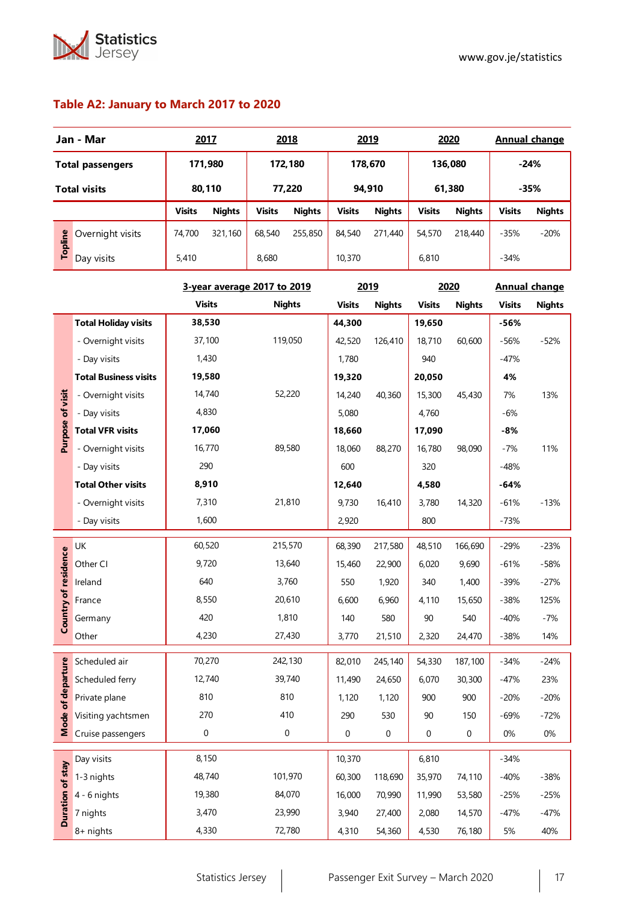## Table A2: January to March 2017 to 2020

| Jan - Mar | | 2017 | | 2018 | | 2019 | | 2020 | | Annual change | |
|---|---|---|---|---|---|---|---|---|---|---|---|
| Total passengers | | 171,980 | | 172,180 | | 178,670 | | 136,080 | | -24% | |
| Total visits | | 80,110 | | 77,220 | | 94,910 | | 61,380 | | -35% | |
| | | Visits | Nights | Visits | Nights | Visits | Nights | Visits | Nights | Visits | Nights |
| Topline | Overnight visits | 74,700 | 321,160 | 68,540 | 255,850 | 84,540 | 271,440 | 54,570 | 218,440 | -35% | -20% |
| | Day visits | 5,410 | | 8,680 | | 10,370 | | 6,810 | | -34% | |

| | | 3-year average 2017 to 2019 | | 2019 | | 2020 | | Annual change | |
|---|---|---|---|---|---|---|---|---|---|
| | | Visits | Nights | Visits | Nights | Visits | Nights | Visits | Nights |
| Purpose of visit | **Total Holiday visits** | **38,530** | | **44,300** | | **19,650** | | **-56%** | |
| | - Overnight visits | 37,100 | 119,050 | 42,520 | 126,410 | 18,710 | 60,600 | -56% | -52% |
| | - Day visits | 1,430 | | 1,780 | | 940 | | -47% | |
| | **Total Business visits** | **19,580** | | **19,320** | | **20,050** | | **4%** | |
| | - Overnight visits | 14,740 | 52,220 | 14,240 | 40,360 | 15,300 | 45,430 | 7% | 13% |
| | - Day visits | 4,830 | | 5,080 | | 4,760 | | -6% | |
| | **Total VFR visits** | **17,060** | | **18,660** | | **17,090** | | **-8%** | |
| | - Overnight visits | 16,770 | 89,580 | 18,060 | 88,270 | 16,780 | 98,090 | -7% | 11% |
| | - Day visits | 290 | | 600 | | 320 | | -48% | |
| | **Total Other visits** | **8,910** | | **12,640** | | **4,580** | | **-64%** | |
| | - Overnight visits | 7,310 | 21,810 | 9,730 | 16,410 | 3,780 | 14,320 | -61% | -13% |
| | - Day visits | 1,600 | | 2,920 | | 800 | | -73% | |
| Country of residence | UK | 60,520 | 215,570 | 68,390 | 217,580 | 48,510 | 166,690 | -29% | -23% |
| | Other CI | 9,720 | 13,640 | 15,460 | 22,900 | 6,020 | 9,690 | -61% | -58% |
| | Ireland | 640 | 3,760 | 550 | 1,920 | 340 | 1,400 | -39% | -27% |
| | France | 8,550 | 20,610 | 6,600 | 6,960 | 4,110 | 15,650 | -38% | 125% |
| | Germany | 420 | 1,810 | 140 | 580 | 90 | 540 | -40% | -7% |
| | Other | 4,230 | 27,430 | 3,770 | 21,510 | 2,320 | 24,470 | -38% | 14% |
| Mode of departure | Scheduled air | 70,270 | 242,130 | 82,010 | 245,140 | 54,330 | 187,100 | -34% | -24% |
| | Scheduled ferry | 12,740 | 39,740 | 11,490 | 24,650 | 6,070 | 30,300 | -47% | 23% |
| | Private plane | 810 | 810 | 1,120 | 1,120 | 900 | 900 | -20% | -20% |
| | Visiting yachtsmen | 270 | 410 | 290 | 530 | 90 | 150 | -69% | -72% |
| | Cruise passengers | 0 | 0 | 0 | 0 | 0 | 0 | 0% | 0% |
| Duration of stay | Day visits | 8,150 | | 10,370 | | 6,810 | | -34% | |
| | 1-3 nights | 48,740 | 101,970 | 60,300 | 118,690 | 35,970 | 74,110 | -40% | -38% |
| | 4 - 6 nights | 19,380 | 84,070 | 16,000 | 70,990 | 11,990 | 53,580 | -25% | -25% |
| | 7 nights | 3,470 | 23,990 | 3,940 | 27,400 | 2,080 | 14,570 | -47% | -47% |
| | 8+ nights | 4,330 | 72,780 | 4,310 | 54,360 | 4,530 | 76,180 | 5% | 40% |